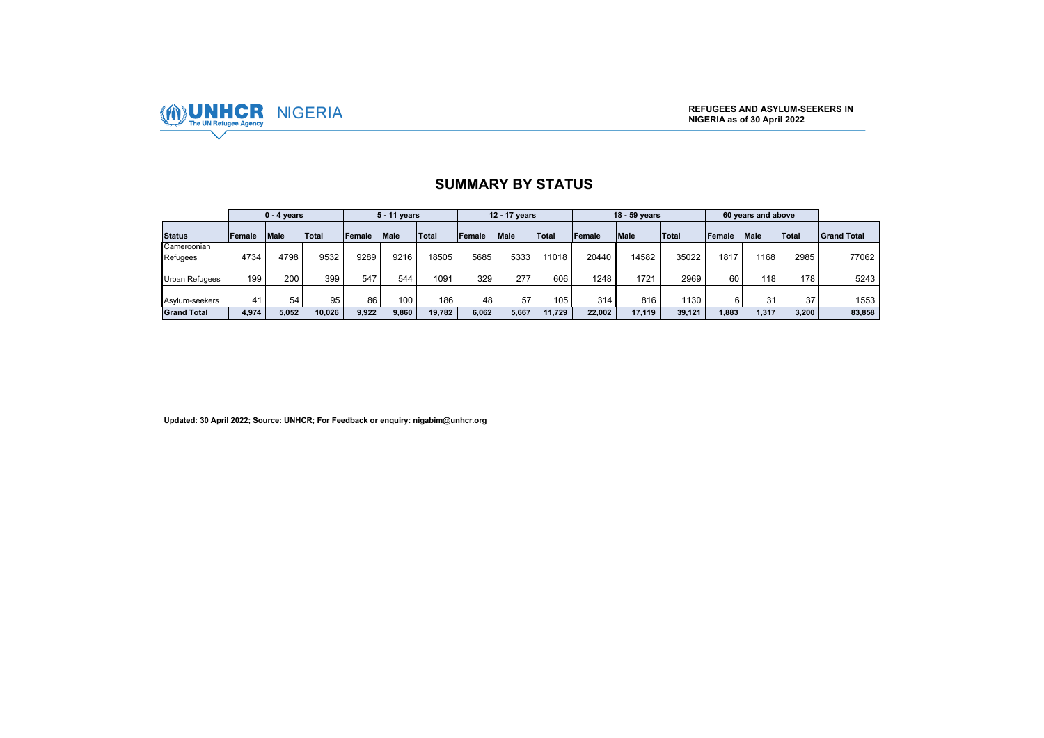UNHCR NIGERIA

**REFUGEES AND ASYLUM-SEEKERS IN NIGERIA as of 30 April 2022**

## SUMMARY BY STATUS

| | 0 - 4 years | | | 5 - 11 years | | | 12 - 17 years | | | 18 - 59 years | | | 60 years and above | | | |
|---|---|---|---|---|---|---|---|---|---|---|---|---|---|---|---|---|
| **Status** | **Female** | **Male** | **Total** | **Female** | **Male** | **Total** | **Female** | **Male** | **Total** | **Female** | **Male** | **Total** | **Female** | **Male** | **Total** | **Grand Total** |
| Cameroonian Refugees | 4734 | 4798 | 9532 | 9289 | 9216 | 18505 | 5685 | 5333 | 11018 | 20440 | 14582 | 35022 | 1817 | 1168 | 2985 | 77062 |
| Urban Refugees | 199 | 200 | 399 | 547 | 544 | 1091 | 329 | 277 | 606 | 1248 | 1721 | 2969 | 60 | 118 | 178 | 5243 |
| Asylum-seekers | 41 | 54 | 95 | 86 | 100 | 186 | 48 | 57 | 105 | 314 | 816 | 1130 | 6 | 31 | 37 | 1553 |
| **Grand Total** | **4,974** | **5,052** | **10,026** | **9,922** | **9,860** | **19,782** | **6,062** | **5,667** | **11,729** | **22,002** | **17,119** | **39,121** | **1,883** | **1,317** | **3,200** | **83,858** |

**Updated: 30 April 2022; Source: UNHCR; For Feedback or enquiry: nigabim@unhcr.org**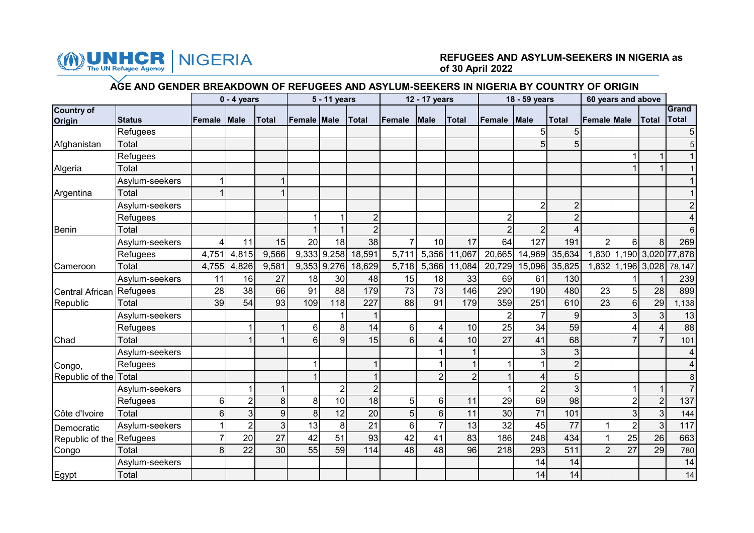UNHCR NIGERIA

**REFUGEES AND ASYLUM-SEEKERS IN NIGERIA as of 30 April 2022**

## AGE AND GENDER BREAKDOWN OF REFUGEES AND ASYLUM-SEEKERS IN NIGERIA BY COUNTRY OF ORIGIN

| | | 0 - 4 years | | | 5 - 11 years | | | 12 - 17 years | | | 18 - 59 years | | | 60 years and above | | | |
|---|---|---|---|---|---|---|---|---|---|---|---|---|---|---|---|---|---|
| **Country of Origin** | **Status** | **Female** | **Male** | **Total** | **Female** | **Male** | **Total** | **Female** | **Male** | **Total** | **Female** | **Male** | **Total** | **Female** | **Male** | **Total** | **Grand Total** |
| Afghanistan | Refugees | | | | | | | | | | | 5 | 5 | | | | 5 |
| | Total | | | | | | | | | | | 5 | 5 | | | | 5 |
| Algeria | Refugees | | | | | | | | | | | | | | 1 | 1 | 1 |
| | Total | | | | | | | | | | | | | | 1 | 1 | 1 |
| Argentina | Asylum-seekers | 1 | | 1 | | | | | | | | | | | | | 1 |
| | Total | 1 | | 1 | | | | | | | | | | | | | 1 |
| Benin | Asylum-seekers | | | | | | | | | | | 2 | 2 | | | | 2 |
| | Refugees | | | | 1 | 1 | 2 | | | | 2 | | 2 | | | | 4 |
| | Total | | | | 1 | 1 | 2 | | | | 2 | 2 | 4 | | | | 6 |
| Cameroon | Asylum-seekers | 4 | 11 | 15 | 20 | 18 | 38 | 7 | 10 | 17 | 64 | 127 | 191 | 2 | 6 | 8 | 269 |
| | Refugees | 4,751 | 4,815 | 9,566 | 9,333 | 9,258 | 18,591 | 5,711 | 5,356 | 11,067 | 20,665 | 14,969 | 35,634 | 1,830 | 1,190 | 3,020 | 77,878 |
| | Total | 4,755 | 4,826 | 9,581 | 9,353 | 9,276 | 18,629 | 5,718 | 5,366 | 11,084 | 20,729 | 15,096 | 35,825 | 1,832 | 1,196 | 3,028 | 78,147 |
| Central African Republic | Asylum-seekers | 11 | 16 | 27 | 18 | 30 | 48 | 15 | 18 | 33 | 69 | 61 | 130 | | 1 | 1 | 239 |
| | Refugees | 28 | 38 | 66 | 91 | 88 | 179 | 73 | 73 | 146 | 290 | 190 | 480 | 23 | 5 | 28 | 899 |
| | Total | 39 | 54 | 93 | 109 | 118 | 227 | 88 | 91 | 179 | 359 | 251 | 610 | 23 | 6 | 29 | 1,138 |
| Chad | Asylum-seekers | | | | | 1 | 1 | | | | 2 | 7 | 9 | | 3 | 3 | 13 |
| | Refugees | | 1 | 1 | 6 | 8 | 14 | 6 | 4 | 10 | 25 | 34 | 59 | | 4 | 4 | 88 |
| | Total | | 1 | 1 | 6 | 9 | 15 | 6 | 4 | 10 | 27 | 41 | 68 | | 7 | 7 | 101 |
| Congo, Republic of the | Asylum-seekers | | | | | | | | 1 | 1 | | 3 | 3 | | | | 4 |
| | Refugees | | | | 1 | | 1 | | 1 | 1 | 1 | 1 | 2 | | | | 4 |
| | Total | | | | 1 | | 1 | | 2 | 2 | 1 | 4 | 5 | | | | 8 |
| Côte d'Ivoire | Asylum-seekers | | 1 | 1 | | 2 | 2 | | | | 1 | 2 | 3 | | 1 | 1 | 7 |
| | Refugees | 6 | 2 | 8 | 8 | 10 | 18 | 5 | 6 | 11 | 29 | 69 | 98 | | 2 | 2 | 137 |
| | Total | 6 | 3 | 9 | 8 | 12 | 20 | 5 | 6 | 11 | 30 | 71 | 101 | | 3 | 3 | 144 |
| Democratic Republic of the Congo | Asylum-seekers | 1 | 2 | 3 | 13 | 8 | 21 | 6 | 7 | 13 | 32 | 45 | 77 | 1 | 2 | 3 | 117 |
| | Refugees | 7 | 20 | 27 | 42 | 51 | 93 | 42 | 41 | 83 | 186 | 248 | 434 | 1 | 25 | 26 | 663 |
| | Total | 8 | 22 | 30 | 55 | 59 | 114 | 48 | 48 | 96 | 218 | 293 | 511 | 2 | 27 | 29 | 780 |
| Egypt | Asylum-seekers | | | | | | | | | | | 14 | 14 | | | | 14 |
| | Total | | | | | | | | | | | 14 | 14 | | | | 14 |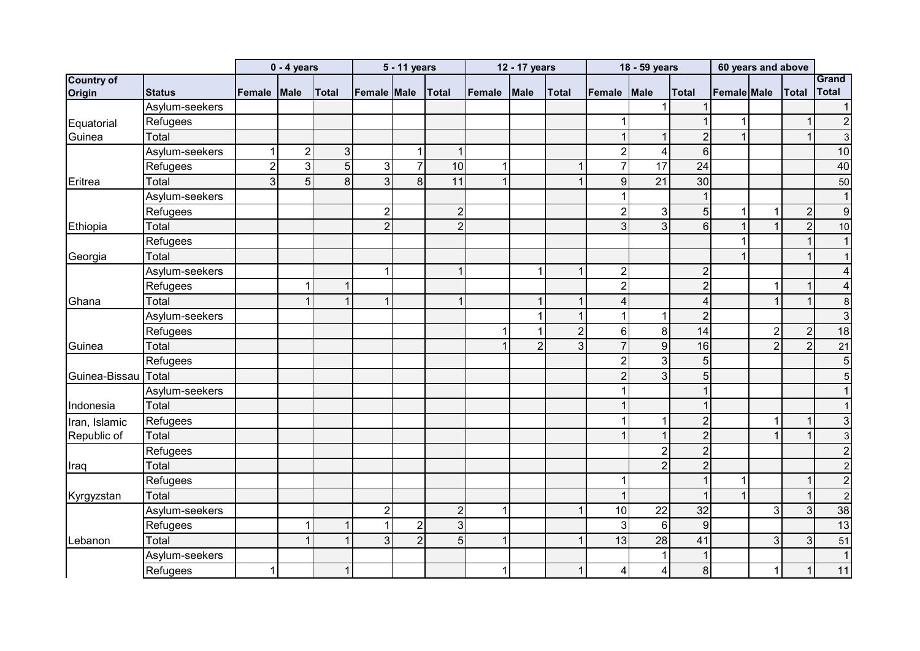| Country of Origin | Status | 0 - 4 years | | | 5 - 11 years | | | 12 - 17 years | | | 18 - 59 years | | | 60 years and above | | | Grand Total |
|---|---|---|---|---|---|---|---|---|---|---|---|---|---|---|---|---|---|
| | | Female | Male | Total | Female | Male | Total | Female | Male | Total | Female | Male | Total | Female | Male | Total | |
| Equatorial Guinea | Asylum-seekers | | | | | | | | | | | 1 | 1 | | | | 1 |
| | Refugees | | | | | | | | | | 1 | | 1 | 1 | | 1 | 2 |
| | Total | | | | | | | | | | 1 | 1 | 2 | 1 | | 1 | 3 |
| Eritrea | Asylum-seekers | 1 | 2 | 3 | | 1 | 1 | | | | 2 | 4 | 6 | | | | 10 |
| | Refugees | 2 | 3 | 5 | 3 | 7 | 10 | 1 | | 1 | 7 | 17 | 24 | | | | 40 |
| | Total | 3 | 5 | 8 | 3 | 8 | 11 | 1 | | 1 | 9 | 21 | 30 | | | | 50 |
| Ethiopia | Asylum-seekers | | | | | | | | | | 1 | | 1 | | | | 1 |
| | Refugees | | | | 2 | | 2 | | | | 2 | 3 | 5 | 1 | 1 | 2 | 9 |
| | Total | | | | 2 | | 2 | | | | 3 | 3 | 6 | 1 | 1 | 2 | 10 |
| Georgia | Refugees | | | | | | | | | | | | | 1 | | 1 | 1 |
| | Total | | | | | | | | | | | | | 1 | | 1 | 1 |
| Ghana | Asylum-seekers | | | | 1 | | 1 | | 1 | 1 | 2 | | 2 | | | | 4 |
| | Refugees | | 1 | 1 | | | | | | | 2 | | 2 | | 1 | 1 | 4 |
| | Total | | 1 | 1 | 1 | | 1 | | 1 | 1 | 4 | | 4 | | 1 | 1 | 8 |
| Guinea | Asylum-seekers | | | | | | | | 1 | 1 | 1 | 1 | 2 | | | | 3 |
| | Refugees | | | | | | | 1 | 1 | 2 | 6 | 8 | 14 | | 2 | 2 | 18 |
| | Total | | | | | | | 1 | 2 | 3 | 7 | 9 | 16 | | 2 | 2 | 21 |
| Guinea-Bissau | Refugees | | | | | | | | | | 2 | 3 | 5 | | | | 5 |
| | Total | | | | | | | | | | 2 | 3 | 5 | | | | 5 |
| Indonesia | Asylum-seekers | | | | | | | | | | 1 | | 1 | | | | 1 |
| | Total | | | | | | | | | | 1 | | 1 | | | | 1 |
| Iran, Islamic Republic of | Refugees | | | | | | | | | | 1 | 1 | 2 | | 1 | 1 | 3 |
| | Total | | | | | | | | | | 1 | 1 | 2 | | 1 | 1 | 3 |
| Iraq | Refugees | | | | | | | | | | | 2 | 2 | | | | 2 |
| | Total | | | | | | | | | | | 2 | 2 | | | | 2 |
| Kyrgyzstan | Refugees | | | | | | | | | | 1 | | 1 | 1 | | 1 | 2 |
| | Total | | | | | | | | | | 1 | | 1 | 1 | | 1 | 2 |
| Lebanon | Asylum-seekers | | | | 2 | | 2 | 1 | | 1 | 10 | 22 | 32 | | 3 | 3 | 38 |
| | Refugees | | 1 | 1 | 1 | 2 | 3 | | | | 3 | 6 | 9 | | | | 13 |
| | Total | | 1 | 1 | 3 | 2 | 5 | 1 | | 1 | 13 | 28 | 41 | | 3 | 3 | 51 |
| | Asylum-seekers | | | | | | | | | | | 1 | 1 | | | | 1 |
| | Refugees | 1 | | 1 | | | | 1 | | 1 | 4 | 4 | 8 | | 1 | 1 | 11 |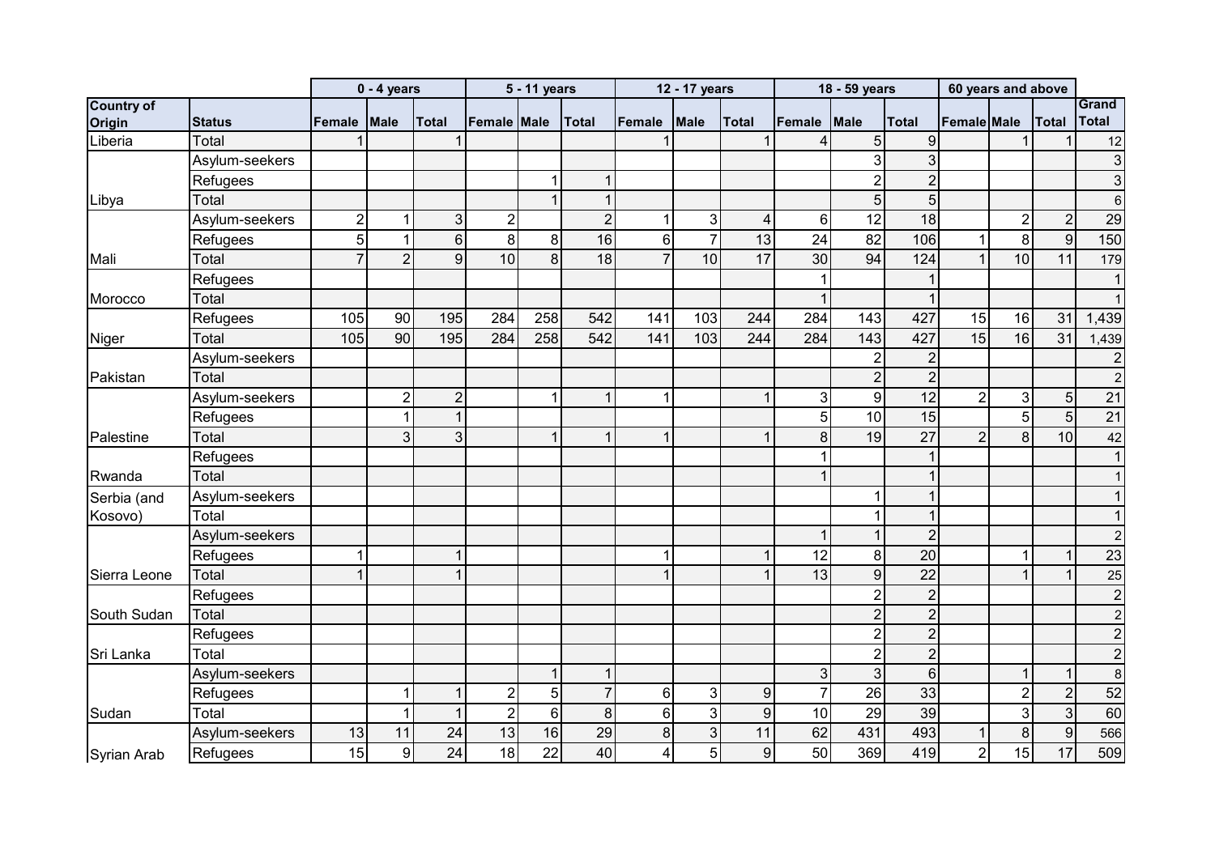| | | 0 - 4 years | | | 5 - 11 years | | | 12 - 17 years | | | 18 - 59 years | | | 60 years and above | | | |
|---|---|---|---|---|---|---|---|---|---|---|---|---|---|---|---|---|---|
| **Country of Origin** | **Status** | **Female** | **Male** | **Total** | **Female** | **Male** | **Total** | **Female** | **Male** | **Total** | **Female** | **Male** | **Total** | **Female** | **Male** | **Total** | **Grand Total** |
| Liberia | Total | 1 | | 1 | | | | 1 | | 1 | 4 | 5 | 9 | | 1 | 1 | 12 |
| | Asylum-seekers | | | | | | | | | | | 3 | 3 | | | | 3 |
| | Refugees | | | | | 1 | 1 | | | | | 2 | 2 | | | | 3 |
| Libya | Total | | | | | 1 | 1 | | | | | 5 | 5 | | | | 6 |
| | Asylum-seekers | 2 | 1 | 3 | 2 | | 2 | 1 | 3 | 4 | 6 | 12 | 18 | | 2 | 2 | 29 |
| | Refugees | 5 | 1 | 6 | 8 | 8 | 16 | 6 | 7 | 13 | 24 | 82 | 106 | 1 | 8 | 9 | 150 |
| Mali | Total | 7 | 2 | 9 | 10 | 8 | 18 | 7 | 10 | 17 | 30 | 94 | 124 | 1 | 10 | 11 | 179 |
| | Refugees | | | | | | | | | | 1 | | 1 | | | | 1 |
| Morocco | Total | | | | | | | | | | 1 | | 1 | | | | 1 |
| | Refugees | 105 | 90 | 195 | 284 | 258 | 542 | 141 | 103 | 244 | 284 | 143 | 427 | 15 | 16 | 31 | 1,439 |
| Niger | Total | 105 | 90 | 195 | 284 | 258 | 542 | 141 | 103 | 244 | 284 | 143 | 427 | 15 | 16 | 31 | 1,439 |
| | Asylum-seekers | | | | | | | | | | | 2 | 2 | | | | 2 |
| Pakistan | Total | | | | | | | | | | | 2 | 2 | | | | 2 |
| | Asylum-seekers | | 2 | 2 | | 1 | 1 | 1 | | 1 | 3 | 9 | 12 | 2 | 3 | 5 | 21 |
| | Refugees | | 1 | 1 | | | | | | | 5 | 10 | 15 | | 5 | 5 | 21 |
| Palestine | Total | | 3 | 3 | | 1 | 1 | 1 | | 1 | 8 | 19 | 27 | 2 | 8 | 10 | 42 |
| | Refugees | | | | | | | | | | 1 | | 1 | | | | 1 |
| Rwanda | Total | | | | | | | | | | 1 | | 1 | | | | 1 |
| Serbia (and Kosovo) | Asylum-seekers | | | | | | | | | | | 1 | 1 | | | | 1 |
| | Total | | | | | | | | | | | 1 | 1 | | | | 1 |
| | Asylum-seekers | | | | | | | | | | 1 | 1 | 2 | | | | 2 |
| | Refugees | 1 | | 1 | | | | 1 | | 1 | 12 | 8 | 20 | | 1 | 1 | 23 |
| Sierra Leone | Total | 1 | | 1 | | | | 1 | | 1 | 13 | 9 | 22 | | 1 | 1 | 25 |
| | Refugees | | | | | | | | | | | 2 | 2 | | | | 2 |
| South Sudan | Total | | | | | | | | | | | 2 | 2 | | | | 2 |
| | Refugees | | | | | | | | | | | 2 | 2 | | | | 2 |
| Sri Lanka | Total | | | | | | | | | | | 2 | 2 | | | | 2 |
| | Asylum-seekers | | | | | 1 | 1 | | | | 3 | 3 | 6 | | 1 | 1 | 8 |
| | Refugees | | 1 | 1 | 2 | 5 | 7 | 6 | 3 | 9 | 7 | 26 | 33 | | 2 | 2 | 52 |
| Sudan | Total | | 1 | 1 | 2 | 6 | 8 | 6 | 3 | 9 | 10 | 29 | 39 | | 3 | 3 | 60 |
| | Asylum-seekers | 13 | 11 | 24 | 13 | 16 | 29 | 8 | 3 | 11 | 62 | 431 | 493 | 1 | 8 | 9 | 566 |
| Syrian Arab | Refugees | 15 | 9 | 24 | 18 | 22 | 40 | 4 | 5 | 9 | 50 | 369 | 419 | 2 | 15 | 17 | 509 |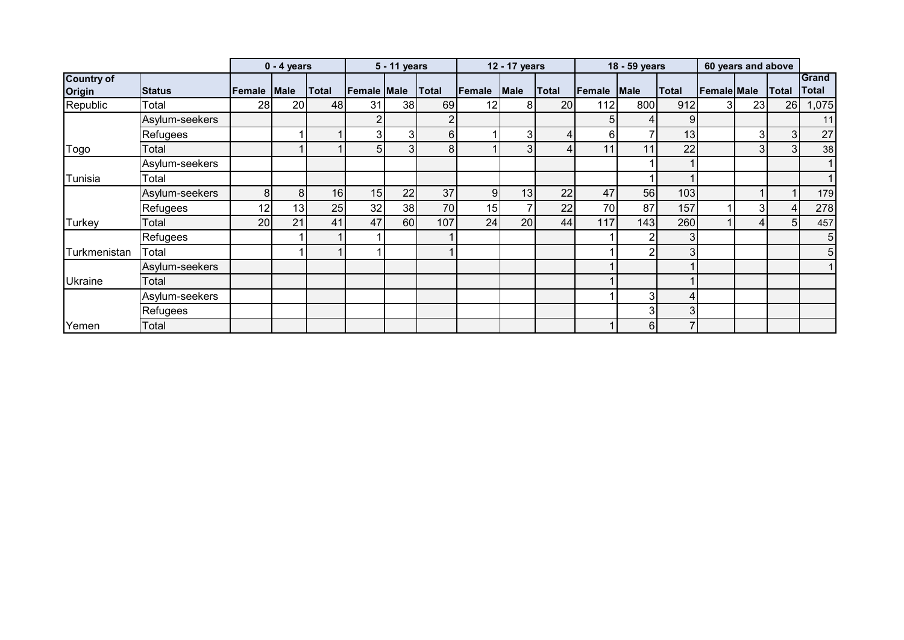| | | 0 - 4 years | | | 5 - 11 years | | | 12 - 17 years | | | 18 - 59 years | | | 60 years and above | | | |
|---|---|---|---|---|---|---|---|---|---|---|---|---|---|---|---|---|---|
| **Country of Origin** | **Status** | **Female** | **Male** | **Total** | **Female** | **Male** | **Total** | **Female** | **Male** | **Total** | **Female** | **Male** | **Total** | **Female** | **Male** | **Total** | **Grand Total** |
| Republic | Total | 28 | 20 | 48 | 31 | 38 | 69 | 12 | 8 | 20 | 112 | 800 | 912 | 3 | 23 | 26 | 1,075 |
| | Asylum-seekers | | | | 2 | | 2 | | | | 5 | 4 | 9 | | | | 11 |
| | Refugees | | 1 | 1 | 3 | 3 | 6 | 1 | 3 | 4 | 6 | 7 | 13 | | 3 | 3 | 27 |
| Togo | Total | | 1 | 1 | 5 | 3 | 8 | 1 | 3 | 4 | 11 | 11 | 22 | | 3 | 3 | 38 |
| | Asylum-seekers | | | | | | | | | | | 1 | 1 | | | | 1 |
| Tunisia | Total | | | | | | | | | | | 1 | 1 | | | | 1 |
| | Asylum-seekers | 8 | 8 | 16 | 15 | 22 | 37 | 9 | 13 | 22 | 47 | 56 | 103 | | 1 | 1 | 179 |
| | Refugees | 12 | 13 | 25 | 32 | 38 | 70 | 15 | 7 | 22 | 70 | 87 | 157 | 1 | 3 | 4 | 278 |
| Turkey | Total | 20 | 21 | 41 | 47 | 60 | 107 | 24 | 20 | 44 | 117 | 143 | 260 | 1 | 4 | 5 | 457 |
| | Refugees | | 1 | 1 | 1 | | 1 | | | | 1 | 2 | 3 | | | | 5 |
| Turkmenistan | Total | | 1 | 1 | 1 | | 1 | | | | 1 | 2 | 3 | | | | 5 |
| | Asylum-seekers | | | | | | | | | | 1 | | 1 | | | | 1 |
| Ukraine | Total | | | | | | | | | | 1 | | 1 | | | | |
| | Asylum-seekers | | | | | | | | | | 1 | 3 | 4 | | | | |
| | Refugees | | | | | | | | | | | 3 | 3 | | | | |
| Yemen | Total | | | | | | | | | | 1 | 6 | 7 | | | | |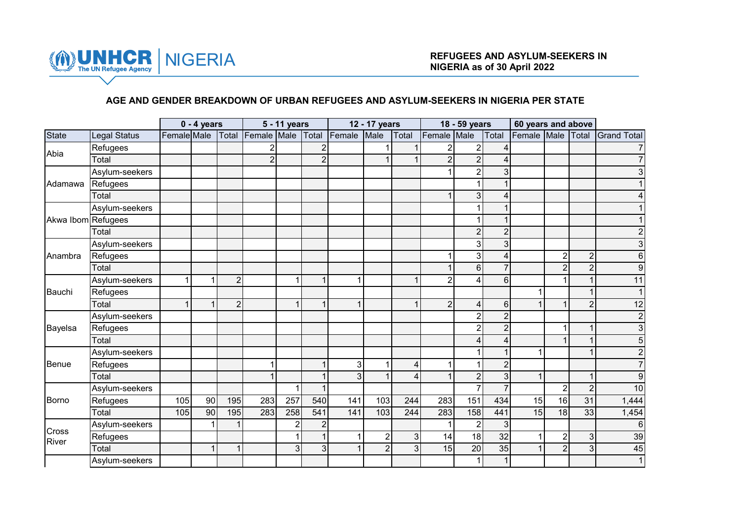**REFEES AND ASYLUM-SEEKERS IN NIGERIA as of 30 April 2022**

## AGE AND GENDER BREAKDOWN OF URBAN REFUGEES AND ASYLUM-SEEKERS IN NIGERIA PER STATE

| | | 0 - 4 years | | | 5 - 11 years | | | 12 - 17 years | | | 18 - 59 years | | | 60 years and above | | | |
|---|---|---|---|---|---|---|---|---|---|---|---|---|---|---|---|---|---|
| State | Legal Status | Female | Male | Total | Female | Male | Total | Female | Male | Total | Female | Male | Total | Female | Male | Total | Grand Total |
| Abia | Refugees | | | | 2 | | 2 | | 1 | 1 | 2 | 2 | 4 | | | | 7 |
| | Total | | | | 2 | | 2 | | 1 | 1 | 2 | 2 | 4 | | | | 7 |
| Adamawa | Asylum-seekers | | | | | | | | | | 1 | 2 | 3 | | | | 3 |
| | Refugees | | | | | | | | | | | 1 | 1 | | | | 1 |
| | Total | | | | | | | | | | 1 | 3 | 4 | | | | 4 |
| Akwa Ibom | Asylum-seekers | | | | | | | | | | | 1 | 1 | | | | 1 |
| | Refugees | | | | | | | | | | | 1 | 1 | | | | 1 |
| | Total | | | | | | | | | | | 2 | 2 | | | | 2 |
| Anambra | Asylum-seekers | | | | | | | | | | | 3 | 3 | | | | 3 |
| | Refugees | | | | | | | | | | 1 | 3 | 4 | | 2 | 2 | 6 |
| | Total | | | | | | | | | | 1 | 6 | 7 | | 2 | 2 | 9 |
| Bauchi | Asylum-seekers | 1 | 1 | 2 | | 1 | 1 | 1 | | 1 | 2 | 4 | 6 | | 1 | 1 | 11 |
| | Refugees | | | | | | | | | | | | | 1 | | 1 | 1 |
| | Total | 1 | 1 | 2 | | 1 | 1 | 1 | | 1 | 2 | 4 | 6 | 1 | 1 | 2 | 12 |
| Bayelsa | Asylum-seekers | | | | | | | | | | | 2 | 2 | | | | 2 |
| | Refugees | | | | | | | | | | | 2 | 2 | | 1 | 1 | 3 |
| | Total | | | | | | | | | | | 4 | 4 | | 1 | 1 | 5 |
| Benue | Asylum-seekers | | | | | | | | | | | 1 | 1 | 1 | | 1 | 2 |
| | Refugees | | | | 1 | | 1 | 3 | 1 | 4 | 1 | 1 | 2 | | | | 7 |
| | Total | | | | 1 | | 1 | 3 | 1 | 4 | 1 | 2 | 3 | 1 | | 1 | 9 |
| Borno | Asylum-seekers | | | | | 1 | 1 | | | | | 7 | 7 | | 2 | 2 | 10 |
| | Refugees | 105 | 90 | 195 | 283 | 257 | 540 | 141 | 103 | 244 | 283 | 151 | 434 | 15 | 16 | 31 | 1,444 |
| | Total | 105 | 90 | 195 | 283 | 258 | 541 | 141 | 103 | 244 | 283 | 158 | 441 | 15 | 18 | 33 | 1,454 |
| Cross River | Asylum-seekers | | 1 | 1 | | 2 | 2 | | | | 1 | 2 | 3 | | | | 6 |
| | Refugees | | | | | 1 | 1 | 1 | 2 | 3 | 14 | 18 | 32 | 1 | 2 | 3 | 39 |
| | Total | | 1 | 1 | | 3 | 3 | 1 | 2 | 3 | 15 | 20 | 35 | 1 | 2 | 3 | 45 |
| | Asylum-seekers | | | | | | | | | | | 1 | 1 | | | | 1 |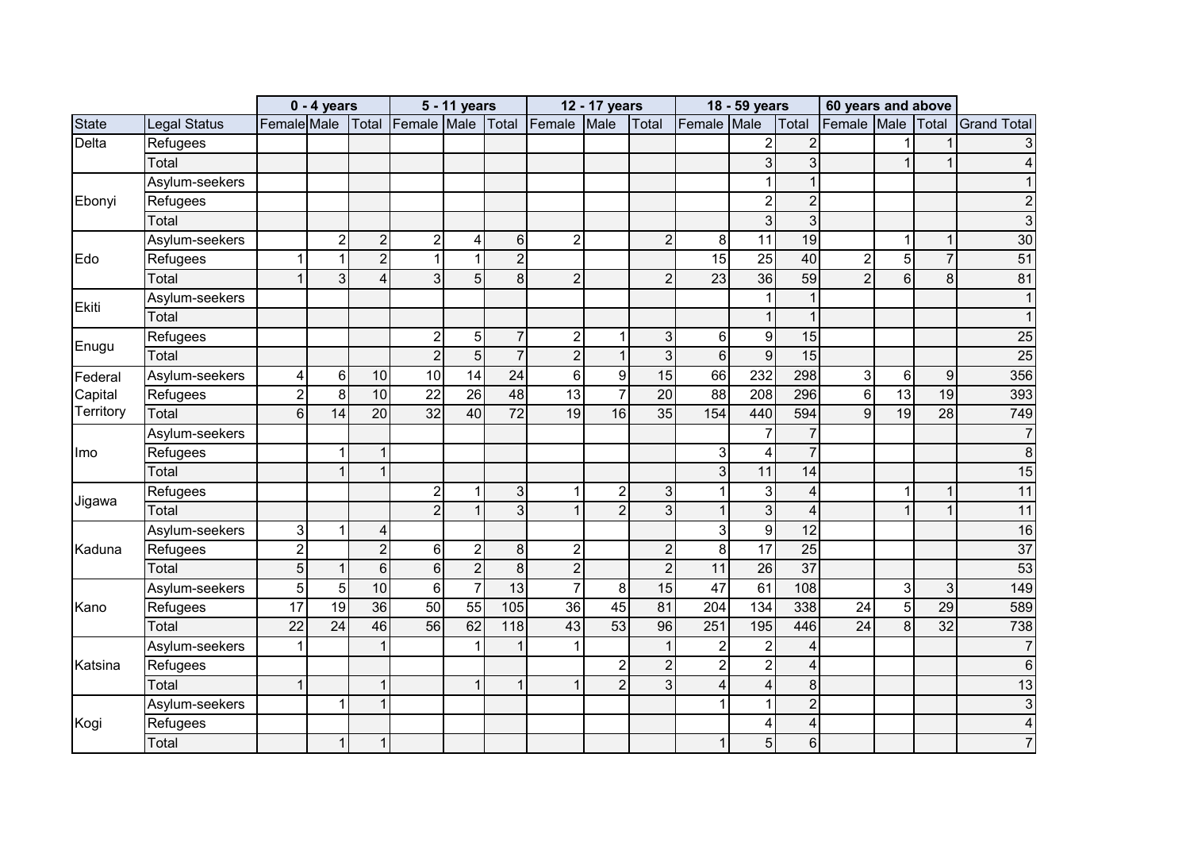| | | 0 - 4 years | | | 5 - 11 years | | | 12 - 17 years | | | 18 - 59 years | | | 60 years and above | | | |
|---|---|---|---|---|---|---|---|---|---|---|---|---|---|---|---|---|---|
| State | Legal Status | Female | Male | Total | Female | Male | Total | Female | Male | Total | Female | Male | Total | Female | Male | Total | Grand Total |
| Delta | Refugees | | | | | | | | | | | 2 | 2 | | 1 | 1 | 3 |
| | Total | | | | | | | | | | | 3 | 3 | | 1 | 1 | 4 |
| Ebonyi | Asylum-seekers | | | | | | | | | | | 1 | 1 | | | | 1 |
| | Refugees | | | | | | | | | | | 2 | 2 | | | | 2 |
| | Total | | | | | | | | | | | 3 | 3 | | | | 3 |
| Edo | Asylum-seekers | | 2 | 2 | 2 | 4 | 6 | 2 | | 2 | 8 | 11 | 19 | | 1 | 1 | 30 |
| | Refugees | 1 | 1 | 2 | 1 | 1 | 2 | | | | 15 | 25 | 40 | 2 | 5 | 7 | 51 |
| | Total | 1 | 3 | 4 | 3 | 5 | 8 | 2 | | 2 | 23 | 36 | 59 | 2 | 6 | 8 | 81 |
| Ekiti | Asylum-seekers | | | | | | | | | | | 1 | 1 | | | | 1 |
| | Total | | | | | | | | | | | 1 | 1 | | | | 1 |
| Enugu | Refugees | | | | 2 | 5 | 7 | 2 | 1 | 3 | 6 | 9 | 15 | | | | 25 |
| | Total | | | | 2 | 5 | 7 | 2 | 1 | 3 | 6 | 9 | 15 | | | | 25 |
| Federal Capital Territory | Asylum-seekers | 4 | 6 | 10 | 10 | 14 | 24 | 6 | 9 | 15 | 66 | 232 | 298 | 3 | 6 | 9 | 356 |
| | Refugees | 2 | 8 | 10 | 22 | 26 | 48 | 13 | 7 | 20 | 88 | 208 | 296 | 6 | 13 | 19 | 393 |
| | Total | 6 | 14 | 20 | 32 | 40 | 72 | 19 | 16 | 35 | 154 | 440 | 594 | 9 | 19 | 28 | 749 |
| Imo | Asylum-seekers | | | | | | | | | | | 7 | 7 | | | | 7 |
| | Refugees | | 1 | 1 | | | | | | | 3 | 4 | 7 | | | | 8 |
| | Total | | 1 | 1 | | | | | | | 3 | 11 | 14 | | | | 15 |
| Jigawa | Refugees | | | | 2 | 1 | 3 | 1 | 2 | 3 | 1 | 3 | 4 | | 1 | 1 | 11 |
| | Total | | | | 2 | 1 | 3 | 1 | 2 | 3 | 1 | 3 | 4 | | 1 | 1 | 11 |
| Kaduna | Asylum-seekers | 3 | 1 | 4 | | | | | | | 3 | 9 | 12 | | | | 16 |
| | Refugees | 2 | | 2 | 6 | 2 | 8 | 2 | | 2 | 8 | 17 | 25 | | | | 37 |
| | Total | 5 | 1 | 6 | 6 | 2 | 8 | 2 | | 2 | 11 | 26 | 37 | | | | 53 |
| Kano | Asylum-seekers | 5 | 5 | 10 | 6 | 7 | 13 | 7 | 8 | 15 | 47 | 61 | 108 | | 3 | 3 | 149 |
| | Refugees | 17 | 19 | 36 | 50 | 55 | 105 | 36 | 45 | 81 | 204 | 134 | 338 | 24 | 5 | 29 | 589 |
| | Total | 22 | 24 | 46 | 56 | 62 | 118 | 43 | 53 | 96 | 251 | 195 | 446 | 24 | 8 | 32 | 738 |
| Katsina | Asylum-seekers | 1 | | 1 | | 1 | 1 | 1 | | 1 | 2 | 2 | 4 | | | | 7 |
| | Refugees | | | | | | | | 2 | 2 | 2 | 2 | 4 | | | | 6 |
| | Total | 1 | | 1 | | 1 | 1 | 1 | 2 | 3 | 4 | 4 | 8 | | | | 13 |
| Kogi | Asylum-seekers | | 1 | 1 | | | | | | | 1 | 1 | 2 | | | | 3 |
| | Refugees | | | | | | | | | | | 4 | 4 | | | | 4 |
| | Total | | 1 | 1 | | | | | | | 1 | 5 | 6 | | | | 7 |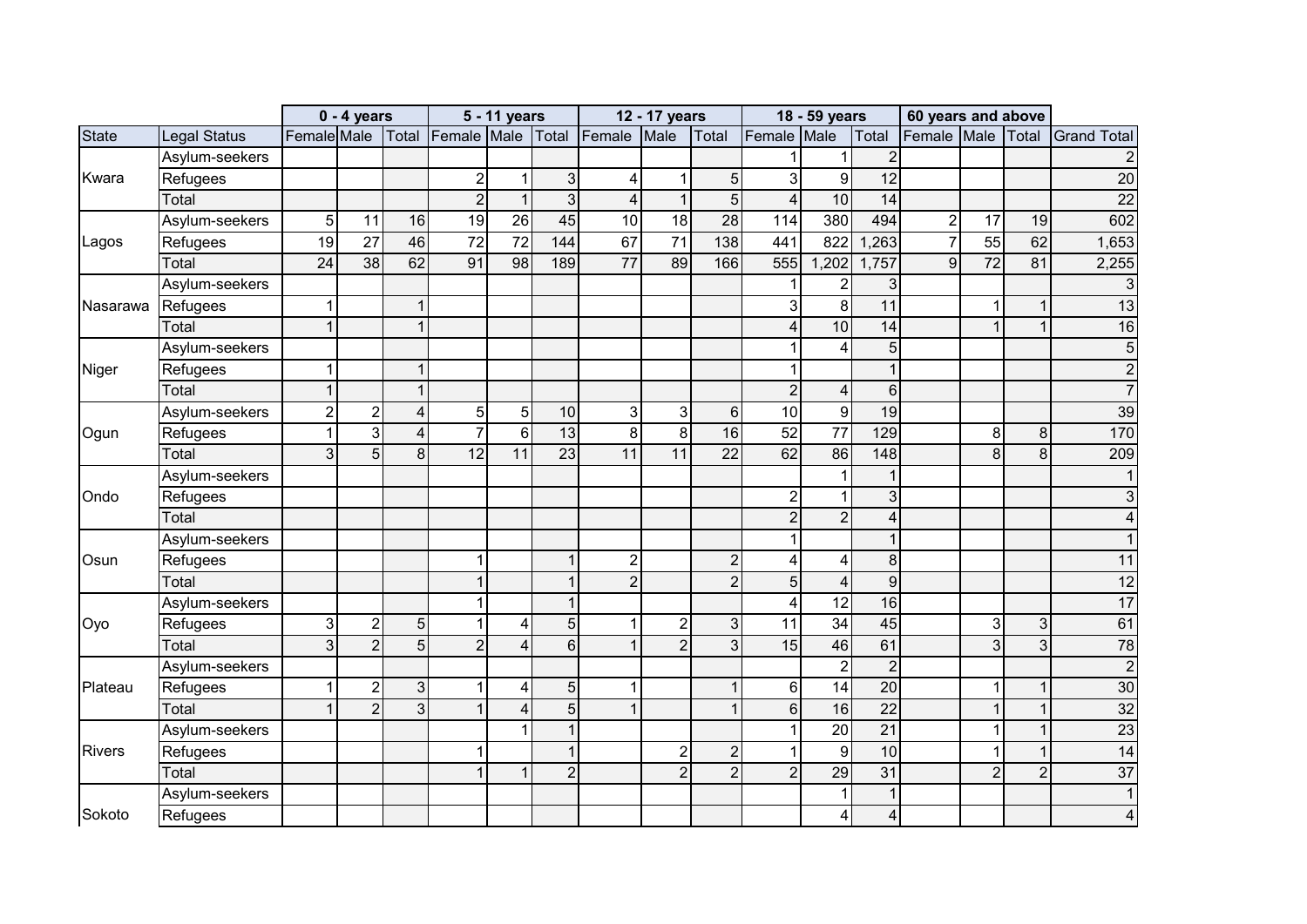| State | Legal Status | 0 - 4 years | | | 5 - 11 years | | | 12 - 17 years | | | 18 - 59 years | | | 60 years and above | | | Grand Total |
|---|---|---|---|---|---|---|---|---|---|---|---|---|---|---|---|---|---|
| | | Female | Male | Total | Female | Male | Total | Female | Male | Total | Female | Male | Total | Female | Male | Total | |
| Kwara | Asylum-seekers | | | | | | | | | | 1 | 1 | 2 | | | | 2 |
| | Refugees | | | | 2 | 1 | 3 | 4 | 1 | 5 | 3 | 9 | 12 | | | | 20 |
| | Total | | | | 2 | 1 | 3 | 4 | 1 | 5 | 4 | 10 | 14 | | | | 22 |
| Lagos | Asylum-seekers | 5 | 11 | 16 | 19 | 26 | 45 | 10 | 18 | 28 | 114 | 380 | 494 | 2 | 17 | 19 | 602 |
| | Refugees | 19 | 27 | 46 | 72 | 72 | 144 | 67 | 71 | 138 | 441 | 822 | 1,263 | 7 | 55 | 62 | 1,653 |
| | Total | 24 | 38 | 62 | 91 | 98 | 189 | 77 | 89 | 166 | 555 | 1,202 | 1,757 | 9 | 72 | 81 | 2,255 |
| Nasarawa | Asylum-seekers | | | | | | | | | | 1 | 2 | 3 | | | | 3 |
| | Refugees | 1 | | 1 | | | | | | | 3 | 8 | 11 | | 1 | 1 | 13 |
| | Total | 1 | | 1 | | | | | | | 4 | 10 | 14 | | 1 | 1 | 16 |
| Niger | Asylum-seekers | | | | | | | | | | 1 | 4 | 5 | | | | 5 |
| | Refugees | 1 | | 1 | | | | | | | 1 | | 1 | | | | 2 |
| | Total | 1 | | 1 | | | | | | | 2 | 4 | 6 | | | | 7 |
| Ogun | Asylum-seekers | 2 | 2 | 4 | 5 | 5 | 10 | 3 | 3 | 6 | 10 | 9 | 19 | | | | 39 |
| | Refugees | 1 | 3 | 4 | 7 | 6 | 13 | 8 | 8 | 16 | 52 | 77 | 129 | | 8 | 8 | 170 |
| | Total | 3 | 5 | 8 | 12 | 11 | 23 | 11 | 11 | 22 | 62 | 86 | 148 | | 8 | 8 | 209 |
| Ondo | Asylum-seekers | | | | | | | | | | | 1 | 1 | | | | 1 |
| | Refugees | | | | | | | | | | 2 | 1 | 3 | | | | 3 |
| | Total | | | | | | | | | | 2 | 2 | 4 | | | | 4 |
| Osun | Asylum-seekers | | | | | | | | | | 1 | | 1 | | | | 1 |
| | Refugees | | | | 1 | | 1 | 2 | | 2 | 4 | 4 | 8 | | | | 11 |
| | Total | | | | 1 | | 1 | 2 | | 2 | 5 | 4 | 9 | | | | 12 |
| Oyo | Asylum-seekers | | | | 1 | | 1 | | | | 4 | 12 | 16 | | | | 17 |
| | Refugees | 3 | 2 | 5 | 1 | 4 | 5 | 1 | 2 | 3 | 11 | 34 | 45 | | 3 | 3 | 61 |
| | Total | 3 | 2 | 5 | 2 | 4 | 6 | 1 | 2 | 3 | 15 | 46 | 61 | | 3 | 3 | 78 |
| Plateau | Asylum-seekers | | | | | | | | | | | 2 | 2 | | | | 2 |
| | Refugees | 1 | 2 | 3 | 1 | 4 | 5 | 1 | | 1 | 6 | 14 | 20 | | 1 | 1 | 30 |
| | Total | 1 | 2 | 3 | 1 | 4 | 5 | 1 | | 1 | 6 | 16 | 22 | | 1 | 1 | 32 |
| Rivers | Asylum-seekers | | | | | 1 | 1 | | | | 1 | 20 | 21 | | 1 | 1 | 23 |
| | Refugees | | | | 1 | | 1 | | 2 | 2 | 1 | 9 | 10 | | 1 | 1 | 14 |
| | Total | | | | 1 | 1 | 2 | | 2 | 2 | 2 | 29 | 31 | | 2 | 2 | 37 |
| Sokoto | Asylum-seekers | | | | | | | | | | | 1 | 1 | | | | 1 |
| | Refugees | | | | | | | | | | | 4 | 4 | | | | 4 |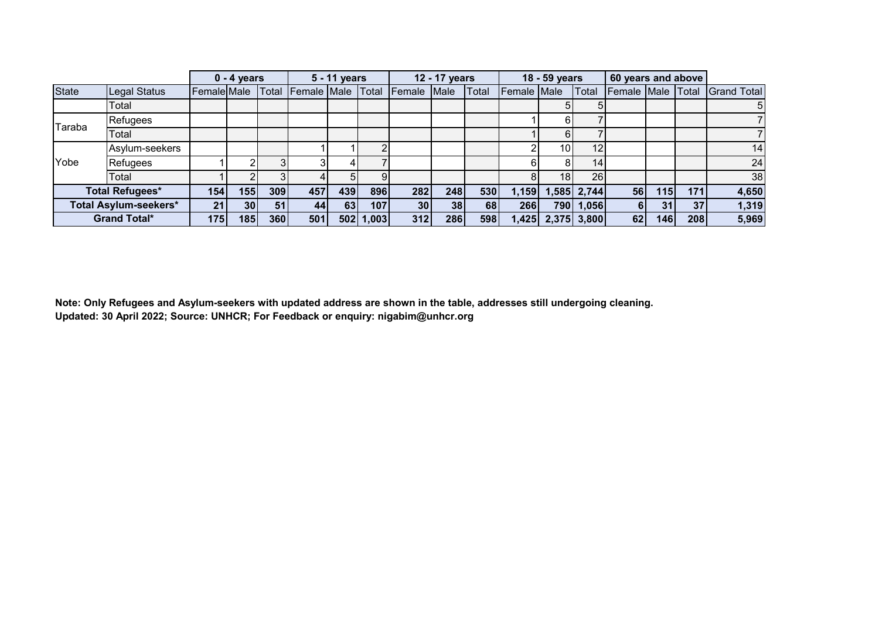| | | 0 - 4 years | | | 5 - 11 years | | | 12 - 17 years | | | 18 - 59 years | | | 60 years and above | | | |
|---|---|---|---|---|---|---|---|---|---|---|---|---|---|---|---|---|---|
| State | Legal Status | Female | Male | Total | Female | Male | Total | Female | Male | Total | Female | Male | Total | Female | Male | Total | Grand Total |
| | Total | | | | | | | | | | | 5 | 5 | | | | 5 |
| Taraba | Refugees | | | | | | | | | | 1 | 6 | 7 | | | | 7 |
| | Total | | | | | | | | | | 1 | 6 | 7 | | | | 7 |
| Yobe | Asylum-seekers | | | | 1 | 1 | 2 | | | | 2 | 10 | 12 | | | | 14 |
| | Refugees | 1 | 2 | 3 | 3 | 4 | 7 | | | | 6 | 8 | 14 | | | | 24 |
| | Total | 1 | 2 | 3 | 4 | 5 | 9 | | | | 8 | 18 | 26 | | | | 38 |
| **Total Refugees*** | | **154** | **155** | **309** | **457** | **439** | **896** | **282** | **248** | **530** | **1,159** | **1,585** | **2,744** | **56** | **115** | **171** | **4,650** |
| **Total Asylum-seekers*** | | **21** | **30** | **51** | **44** | **63** | **107** | **30** | **38** | **68** | **266** | **790** | **1,056** | **6** | **31** | **37** | **1,319** |
| **Grand Total*** | | **175** | **185** | **360** | **501** | **502** | **1,003** | **312** | **286** | **598** | **1,425** | **2,375** | **3,800** | **62** | **146** | **208** | **5,969** |

**Note: Only Refugees and Asylum-seekers with updated address are shown in the table, addresses still undergoing cleaning.**
**Updated: 30 April 2022; Source: UNHCR; For Feedback or enquiry: nigabim@unhcr.org**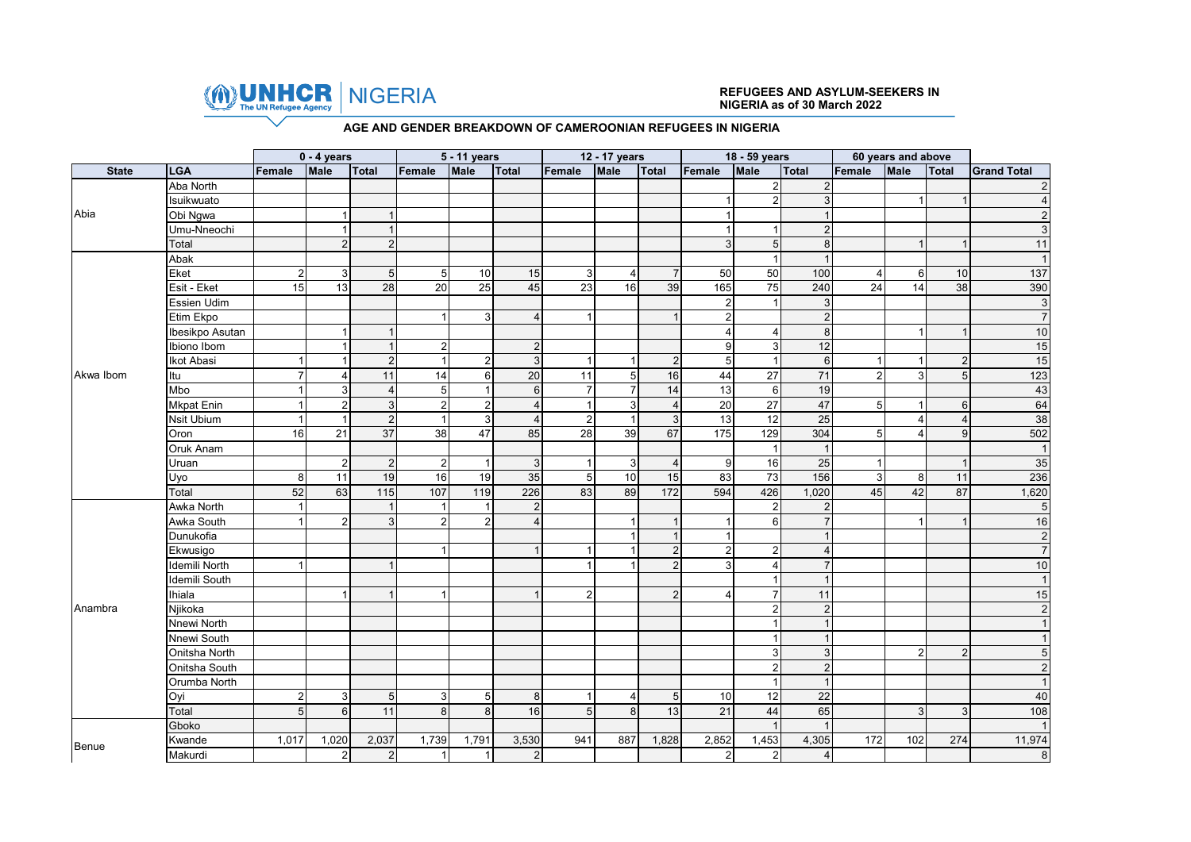UNHCR NIGERIA

**REFUGEES AND ASYLUM-SEEKERS IN NIGERIA as of 30 March 2022**

## AGE AND GENDER BREAKDOWN OF CAMEROONIAN REFUGEES IN NIGERIA

| | | 0 - 4 years | | | 5 - 11 years | | | 12 - 17 years | | | 18 - 59 years | | | 60 years and above | | | |
|---|---|---|---|---|---|---|---|---|---|---|---|---|---|---|---|---|---|
| State | LGA | Female | Male | Total | Female | Male | Total | Female | Male | Total | Female | Male | Total | Female | Male | Total | Grand Total |
| Abia | Aba North | | | | | | | | | | | 2 | 2 | | | | 2 |
| | Isuikwuato | | | | | | | | | | 1 | 2 | 3 | | 1 | 1 | 4 |
| | Obi Ngwa | | 1 | 1 | | | | | | | 1 | | 1 | | | | 2 |
| | Umu-Nneochi | | 1 | 1 | | | | | | | 1 | 1 | 2 | | | | 3 |
| | Total | | 2 | 2 | | | | | | | 3 | 5 | 8 | | 1 | 1 | 11 |
| Akwa Ibom | Abak | | | | | | | | | | | 1 | 1 | | | | 1 |
| | Eket | 2 | 3 | 5 | 5 | 10 | 15 | 3 | 4 | 7 | 50 | 50 | 100 | 4 | 6 | 10 | 137 |
| | Esit - Eket | 15 | 13 | 28 | 20 | 25 | 45 | 23 | 16 | 39 | 165 | 75 | 240 | 24 | 14 | 38 | 390 |
| | Essien Udim | | | | | | | | | | 2 | 1 | 3 | | | | 3 |
| | Etim Ekpo | | | | 1 | 3 | 4 | 1 | | 1 | 2 | | 2 | | | | 7 |
| | Ibesikpo Asutan | | 1 | 1 | | | | | | | 4 | 4 | 8 | | 1 | 1 | 10 |
| | Ibiono Ibom | | 1 | 1 | 2 | | 2 | | | | 9 | 3 | 12 | | | | 15 |
| | Ikot Abasi | 1 | 1 | 2 | 1 | 2 | 3 | 1 | 1 | 2 | 5 | 1 | 6 | 1 | 1 | 2 | 15 |
| | Itu | 7 | 4 | 11 | 14 | 6 | 20 | 11 | 5 | 16 | 44 | 27 | 71 | 2 | 3 | 5 | 123 |
| | Mbo | 1 | 3 | 4 | 5 | 1 | 6 | 7 | 7 | 14 | 13 | 6 | 19 | | | | 43 |
| | Mkpat Enin | 1 | 2 | 3 | 2 | 2 | 4 | 1 | 3 | 4 | 20 | 27 | 47 | 5 | 1 | 6 | 64 |
| | Nsit Ubium | 1 | 1 | 2 | 1 | 3 | 4 | 2 | 1 | 3 | 13 | 12 | 25 | | 4 | 4 | 38 |
| | Oron | 16 | 21 | 37 | 38 | 47 | 85 | 28 | 39 | 67 | 175 | 129 | 304 | 5 | 4 | 9 | 502 |
| | Oruk Anam | | | | | | | | | | | 1 | 1 | | | | 1 |
| | Uruan | | 2 | 2 | 2 | 1 | 3 | 1 | 3 | 4 | 9 | 16 | 25 | 1 | | 1 | 35 |
| | Uyo | 8 | 11 | 19 | 16 | 19 | 35 | 5 | 10 | 15 | 83 | 73 | 156 | 3 | 8 | 11 | 236 |
| | Total | 52 | 63 | 115 | 107 | 119 | 226 | 83 | 89 | 172 | 594 | 426 | 1,020 | 45 | 42 | 87 | 1,620 |
| Anambra | Awka North | 1 | | 1 | 1 | 1 | 2 | | | | | 2 | 2 | | | | 5 |
| | Awka South | 1 | 2 | 3 | 2 | 2 | 4 | | 1 | 1 | 1 | 6 | 7 | | 1 | 1 | 16 |
| | Dunukofia | | | | | | | | 1 | 1 | 1 | | 1 | | | | 2 |
| | Ekwusigo | | | | 1 | | 1 | 1 | 1 | 2 | 2 | 2 | 4 | | | | 7 |
| | Idemili North | 1 | | 1 | | | | 1 | 1 | 2 | 3 | 4 | 7 | | | | 10 |
| | Idemili South | | | | | | | | | | | 1 | 1 | | | | 1 |
| | Ihiala | | 1 | 1 | 1 | | 1 | 2 | | 2 | 4 | 7 | 11 | | | | 15 |
| | Njikoka | | | | | | | | | | | 2 | 2 | | | | 2 |
| | Nnewi North | | | | | | | | | | | 1 | 1 | | | | 1 |
| | Nnewi South | | | | | | | | | | | 1 | 1 | | | | 1 |
| | Onitsha North | | | | | | | | | | | 3 | 3 | | 2 | 2 | 5 |
| | Onitsha South | | | | | | | | | | | 2 | 2 | | | | 2 |
| | Orumba North | | | | | | | | | | | 1 | 1 | | | | 1 |
| | Oyi | 2 | 3 | 5 | 3 | 5 | 8 | 1 | 4 | 5 | 10 | 12 | 22 | | | | 40 |
| | Total | 5 | 6 | 11 | 8 | 8 | 16 | 5 | 8 | 13 | 21 | 44 | 65 | | 3 | 3 | 108 |
| Benue | Gboko | | | | | | | | | | | 1 | 1 | | | | 1 |
| | Kwande | 1,017 | 1,020 | 2,037 | 1,739 | 1,791 | 3,530 | 941 | 887 | 1,828 | 2,852 | 1,453 | 4,305 | 172 | 102 | 274 | 11,974 |
| | Makurdi | | 2 | 2 | 1 | 1 | 2 | | | | 2 | 2 | 4 | | | | 8 |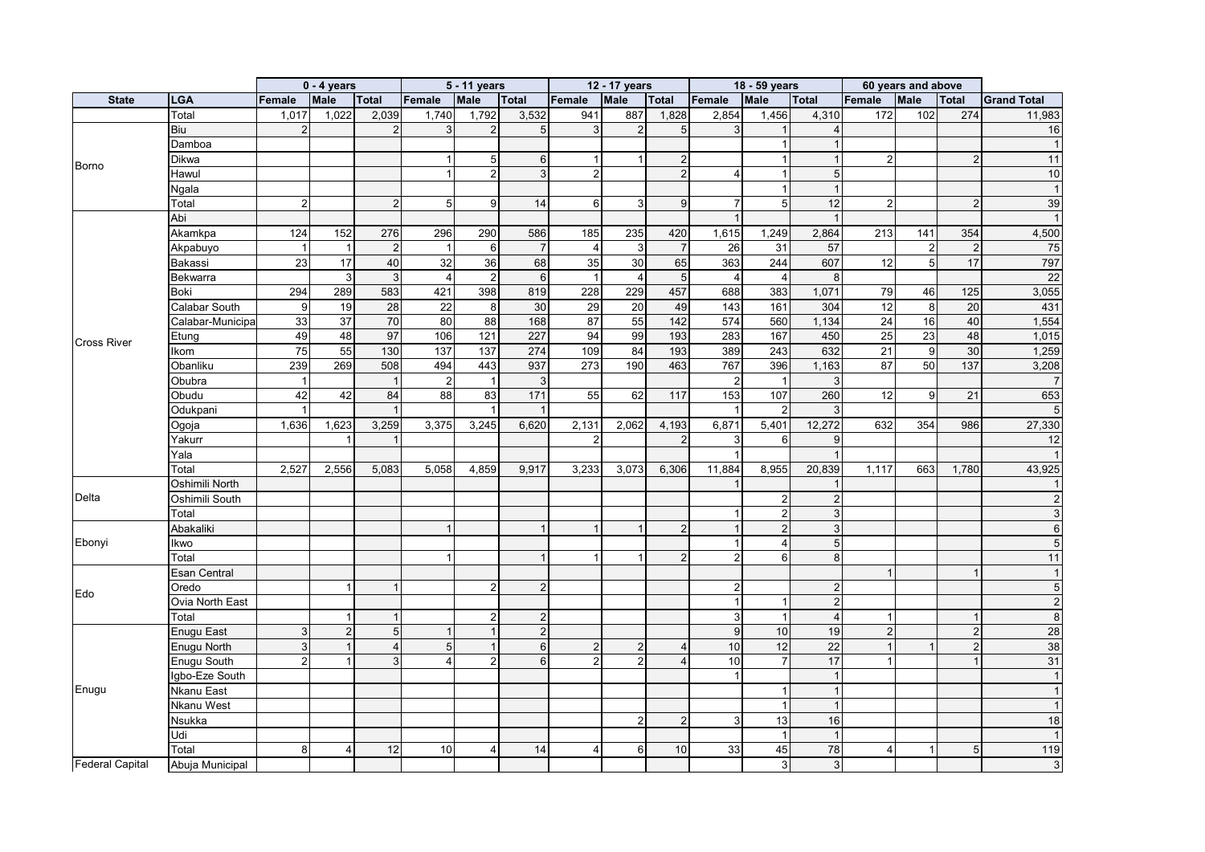| State | LGA | 0 - 4 years | | | 5 - 11 years | | | 12 - 17 years | | | 18 - 59 years | | | 60 years and above | | | |
|---|---|---|---|---|---|---|---|---|---|---|---|---|---|---|---|---|---|
| | | Female | Male | Total | Female | Male | Total | Female | Male | Total | Female | Male | Total | Female | Male | Total | Grand Total |
| | Total | 1,017 | 1,022 | 2,039 | 1,740 | 1,792 | 3,532 | 941 | 887 | 1,828 | 2,854 | 1,456 | 4,310 | 172 | 102 | 274 | 11,983 |
| Borno | Biu | 2 | | 2 | 3 | 2 | 5 | 3 | 2 | 5 | 3 | 1 | 4 | | | | 16 |
| | Damboa | | | | | | | | | | | 1 | 1 | | | | 1 |
| | Dikwa | | | | 1 | 5 | 6 | 1 | 1 | 2 | | 1 | 1 | 2 | | 2 | 11 |
| | Hawul | | | | 1 | 2 | 3 | 2 | | 2 | 4 | 1 | 5 | | | | 10 |
| | Ngala | | | | | | | | | | | 1 | 1 | | | | 1 |
| | Total | 2 | | 2 | 5 | 9 | 14 | 6 | 3 | 9 | 7 | 5 | 12 | 2 | | 2 | 39 |
| Cross River | Abi | | | | | | | | | | 1 | | 1 | | | | 1 |
| | Akamkpa | 124 | 152 | 276 | 296 | 290 | 586 | 185 | 235 | 420 | 1,615 | 1,249 | 2,864 | 213 | 141 | 354 | 4,500 |
| | Akpabuyo | 1 | 1 | 2 | 1 | 6 | 7 | 4 | 3 | 7 | 26 | 31 | 57 | | 2 | 2 | 75 |
| | Bakassi | 23 | 17 | 40 | 32 | 36 | 68 | 35 | 30 | 65 | 363 | 244 | 607 | 12 | 5 | 17 | 797 |
| | Bekwarra | | 3 | 3 | 4 | 2 | 6 | 1 | 4 | 5 | 4 | 4 | 8 | | | | 22 |
| | Boki | 294 | 289 | 583 | 421 | 398 | 819 | 228 | 229 | 457 | 688 | 383 | 1,071 | 79 | 46 | 125 | 3,055 |
| | Calabar South | 9 | 19 | 28 | 22 | 8 | 30 | 29 | 20 | 49 | 143 | 161 | 304 | 12 | 8 | 20 | 431 |
| | Calabar-Municipa | 33 | 37 | 70 | 80 | 88 | 168 | 87 | 55 | 142 | 574 | 560 | 1,134 | 24 | 16 | 40 | 1,554 |
| | Etung | 49 | 48 | 97 | 106 | 121 | 227 | 94 | 99 | 193 | 283 | 167 | 450 | 25 | 23 | 48 | 1,015 |
| | Ikom | 75 | 55 | 130 | 137 | 137 | 274 | 109 | 84 | 193 | 389 | 243 | 632 | 21 | 9 | 30 | 1,259 |
| | Obanliku | 239 | 269 | 508 | 494 | 443 | 937 | 273 | 190 | 463 | 767 | 396 | 1,163 | 87 | 50 | 137 | 3,208 |
| | Obubra | 1 | | 1 | 2 | 1 | 3 | | | | 2 | 1 | 3 | | | | 7 |
| | Obudu | 42 | 42 | 84 | 88 | 83 | 171 | 55 | 62 | 117 | 153 | 107 | 260 | 12 | 9 | 21 | 653 |
| | Odukpani | 1 | | 1 | | 1 | 1 | | | | 1 | 2 | 3 | | | | 5 |
| | Ogoja | 1,636 | 1,623 | 3,259 | 3,375 | 3,245 | 6,620 | 2,131 | 2,062 | 4,193 | 6,871 | 5,401 | 12,272 | 632 | 354 | 986 | 27,330 |
| | Yakurr | | 1 | 1 | | | | 2 | | 2 | 3 | 6 | 9 | | | | 12 |
| | Yala | | | | | | | | | | 1 | | 1 | | | | 1 |
| | Total | 2,527 | 2,556 | 5,083 | 5,058 | 4,859 | 9,917 | 3,233 | 3,073 | 6,306 | 11,884 | 8,955 | 20,839 | 1,117 | 663 | 1,780 | 43,925 |
| Delta | Oshimili North | | | | | | | | | | 1 | | 1 | | | | 1 |
| | Oshimili South | | | | | | | | | | | 2 | 2 | | | | 2 |
| | Total | | | | | | | | | | 1 | 2 | 3 | | | | 3 |
| Ebonyi | Abakaliki | | | | 1 | | 1 | 1 | 1 | 2 | 1 | 2 | 3 | | | | 6 |
| | Ikwo | | | | | | | | | | 1 | 4 | 5 | | | | 5 |
| | Total | | | | 1 | | 1 | 1 | 1 | 2 | 2 | 6 | 8 | | | | 11 |
| Edo | Esan Central | | | | | | | | | | | | | 1 | | 1 | 1 |
| | Oredo | | 1 | 1 | | 2 | 2 | | | | 2 | | 2 | | | | 5 |
| | Ovia North East | | | | | | | | | | 1 | 1 | 2 | | | | 2 |
| | Total | | 1 | 1 | | 2 | 2 | | | | 3 | 1 | 4 | 1 | | 1 | 8 |
| Enugu | Enugu East | 3 | 2 | 5 | 1 | 1 | 2 | | | | 9 | 10 | 19 | 2 | | 2 | 28 |
| | Enugu North | 3 | 1 | 4 | 5 | 1 | 6 | 2 | 2 | 4 | 10 | 12 | 22 | 1 | 1 | 2 | 38 |
| | Enugu South | 2 | 1 | 3 | 4 | 2 | 6 | 2 | 2 | 4 | 10 | 7 | 17 | 1 | | 1 | 31 |
| | Igbo-Eze South | | | | | | | | | | 1 | | 1 | | | | 1 |
| | Nkanu East | | | | | | | | | | | 1 | 1 | | | | 1 |
| | Nkanu West | | | | | | | | | | | 1 | 1 | | | | 1 |
| | Nsukka | | | | | | | | 2 | 2 | 3 | 13 | 16 | | | | 18 |
| | Udi | | | | | | | | | | | 1 | 1 | | | | 1 |
| | Total | 8 | 4 | 12 | 10 | 4 | 14 | 4 | 6 | 10 | 33 | 45 | 78 | 4 | 1 | 5 | 119 |
| Federal Capital | Abuja Municipal | | | | | | | | | | | 3 | 3 | | | | 3 |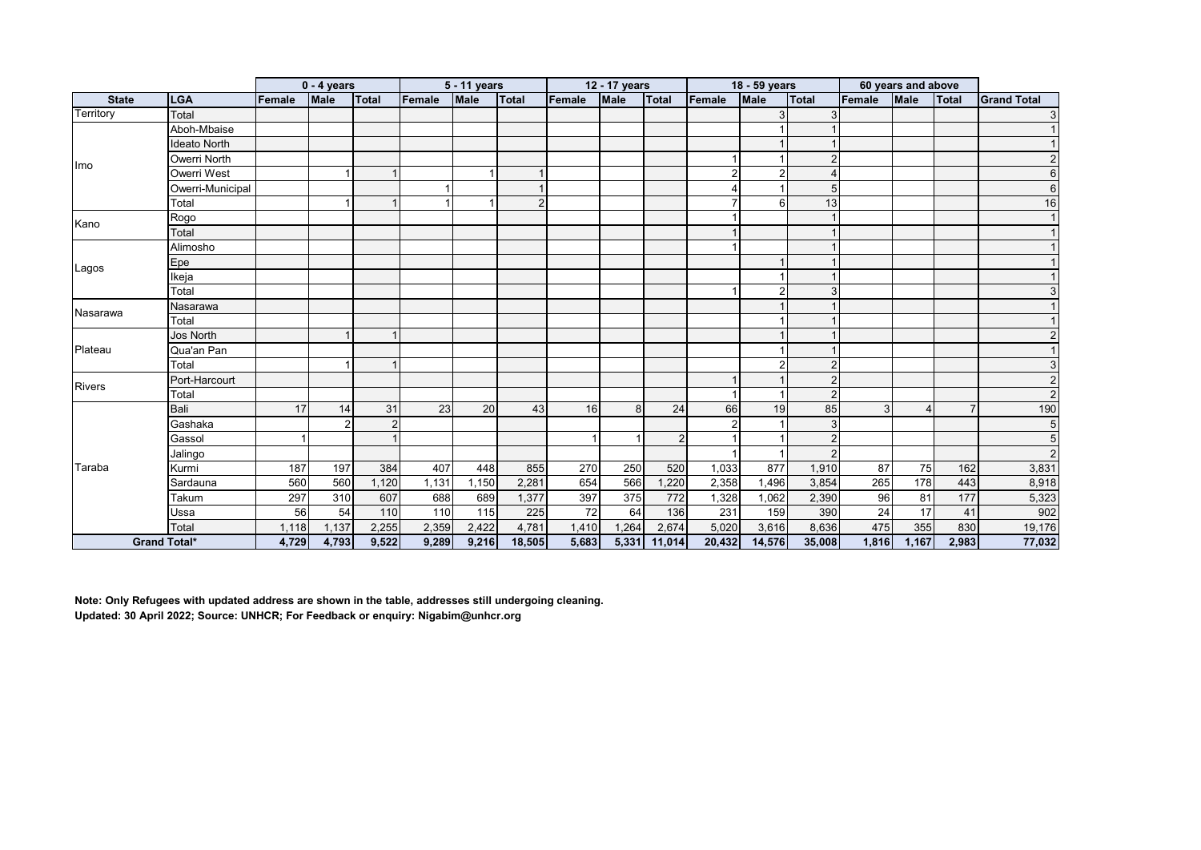| | | 0 - 4 years | | | 5 - 11 years | | | 12 - 17 years | | | 18 - 59 years | | | 60 years and above | | | |
|---|---|---|---|---|---|---|---|---|---|---|---|---|---|---|---|---|---|
| State | LGA | Female | Male | Total | Female | Male | Total | Female | Male | Total | Female | Male | Total | Female | Male | Total | Grand Total |
| Territory | Total | | | | | | | | | | | 3 | 3 | | | | 3 |
| Imo | Aboh-Mbaise | | | | | | | | | | | 1 | 1 | | | | 1 |
| | Ideato North | | | | | | | | | | | 1 | 1 | | | | 1 |
| | Owerri North | | | | | | | | | | 1 | 1 | 2 | | | | 2 |
| | Owerri West | | 1 | 1 | | 1 | 1 | | | | 2 | 2 | 4 | | | | 6 |
| | Owerri-Municipal | | | | 1 | | 1 | | | | 4 | 1 | 5 | | | | 6 |
| | Total | | 1 | 1 | 1 | 1 | 2 | | | | 7 | 6 | 13 | | | | 16 |
| Kano | Rogo | | | | | | | | | | 1 | | 1 | | | | 1 |
| | Total | | | | | | | | | | 1 | | 1 | | | | 1 |
| Lagos | Alimosho | | | | | | | | | | 1 | | 1 | | | | 1 |
| | Epe | | | | | | | | | | | 1 | 1 | | | | 1 |
| | Ikeja | | | | | | | | | | | 1 | 1 | | | | 1 |
| | Total | | | | | | | | | | 1 | 2 | 3 | | | | 3 |
| Nasarawa | Nasarawa | | | | | | | | | | | 1 | 1 | | | | 1 |
| | Total | | | | | | | | | | | 1 | 1 | | | | 1 |
| Plateau | Jos North | | 1 | 1 | | | | | | | | 1 | 1 | | | | 2 |
| | Qua'an Pan | | | | | | | | | | | 1 | 1 | | | | 1 |
| | Total | | 1 | 1 | | | | | | | | 2 | 2 | | | | 3 |
| Rivers | Port-Harcourt | | | | | | | | | | 1 | 1 | 2 | | | | 2 |
| | Total | | | | | | | | | | 1 | 1 | 2 | | | | 2 |
| Taraba | Bali | 17 | 14 | 31 | 23 | 20 | 43 | 16 | 8 | 24 | 66 | 19 | 85 | 3 | 4 | 7 | 190 |
| | Gashaka | | 2 | 2 | | | | | | | 2 | 1 | 3 | | | | 5 |
| | Gassol | 1 | | 1 | | | | 1 | 1 | 2 | 1 | 1 | 2 | | | | 5 |
| | Jalingo | | | | | | | | | | 1 | 1 | 2 | | | | 2 |
| | Kurmi | 187 | 197 | 384 | 407 | 448 | 855 | 270 | 250 | 520 | 1,033 | 877 | 1,910 | 87 | 75 | 162 | 3,831 |
| | Sardauna | 560 | 560 | 1,120 | 1,131 | 1,150 | 2,281 | 654 | 566 | 1,220 | 2,358 | 1,496 | 3,854 | 265 | 178 | 443 | 8,918 |
| | Takum | 297 | 310 | 607 | 688 | 689 | 1,377 | 397 | 375 | 772 | 1,328 | 1,062 | 2,390 | 96 | 81 | 177 | 5,323 |
| | Ussa | 56 | 54 | 110 | 110 | 115 | 225 | 72 | 64 | 136 | 231 | 159 | 390 | 24 | 17 | 41 | 902 |
| | Total | 1,118 | 1,137 | 2,255 | 2,359 | 2,422 | 4,781 | 1,410 | 1,264 | 2,674 | 5,020 | 3,616 | 8,636 | 475 | 355 | 830 | 19,176 |
| Grand Total* | | 4,729 | 4,793 | 9,522 | 9,289 | 9,216 | 18,505 | 5,683 | 5,331 | 11,014 | 20,432 | 14,576 | 35,008 | 1,816 | 1,167 | 2,983 | 77,032 |

**Note: Only Refugees with updated address are shown in the table, addresses still undergoing cleaning.**

**Updated: 30 April 2022; Source: UNHCR; For Feedback or enquiry: Nigabim@unhcr.org**